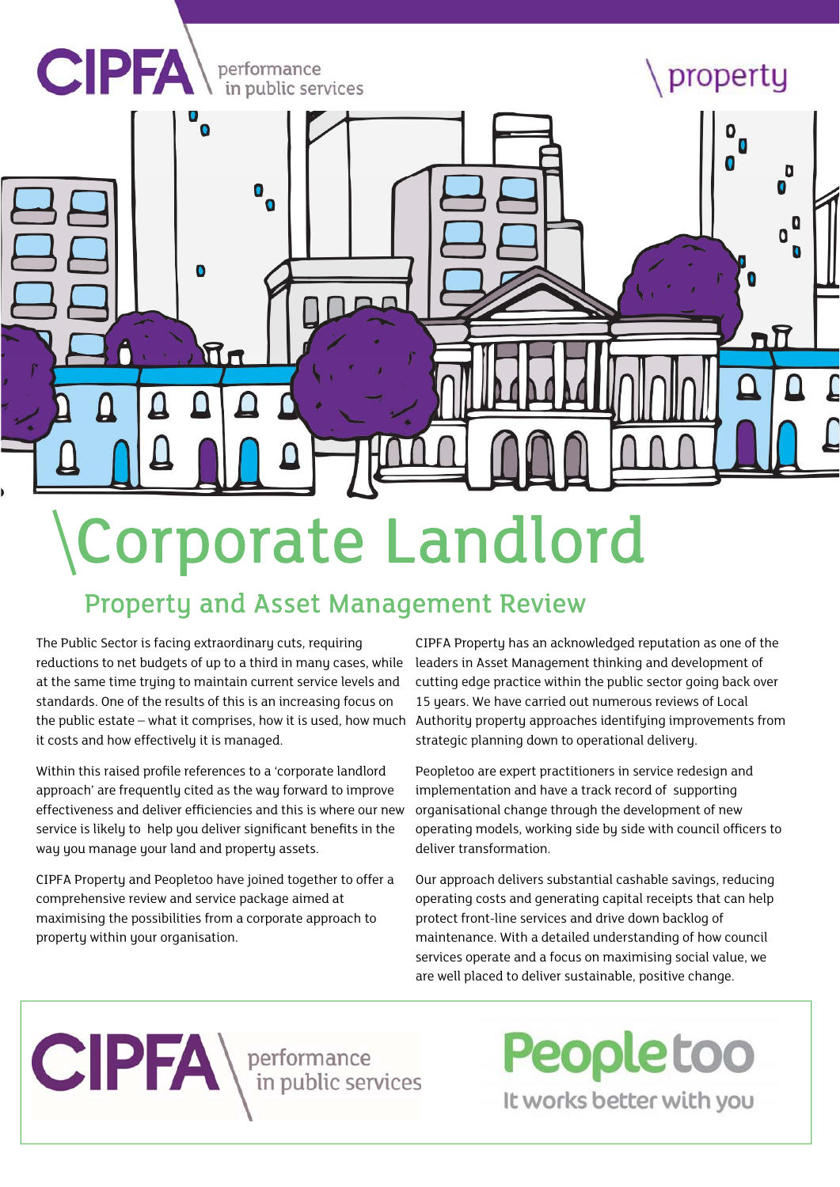CIPFA performance in public services

\property

# \Corporate Landlord

## Property and Asset Management Review

The Public Sector is facing extraordinary cuts, requiring reductions to net budgets of up to a third in many cases, while at the same time trying to maintain current service levels and standards. One of the results of this is an increasing focus on the public estate – what it comprises, how it is used, how much it costs and how effectively it is managed.

Within this raised profile references to a 'corporate landlord approach' are frequently cited as the way forward to improve effectiveness and deliver efficiencies and this is where our new service is likely to help you deliver significant benefits in the way you manage your land and property assets.

CIPFA Property and Peopletoo have joined together to offer a comprehensive review and service package aimed at maximising the possibilities from a corporate approach to property within your organisation.

CIPFA Property has an acknowledged reputation as one of the leaders in Asset Management thinking and development of cutting edge practice within the public sector going back over 15 years. We have carried out numerous reviews of Local Authority property approaches identifying improvements from strategic planning down to operational delivery.

Peopletoo are expert practitioners in service redesign and implementation and have a track record of supporting organisational change through the development of new operating models, working side by side with council officers to deliver transformation.

Our approach delivers substantial cashable savings, reducing operating costs and generating capital receipts that can help protect front-line services and drive down backlog of maintenance. With a detailed understanding of how council services operate and a focus on maximising social value, we are well placed to deliver sustainable, positive change.

CIPFA performance in public services

Peopletoo It works better with you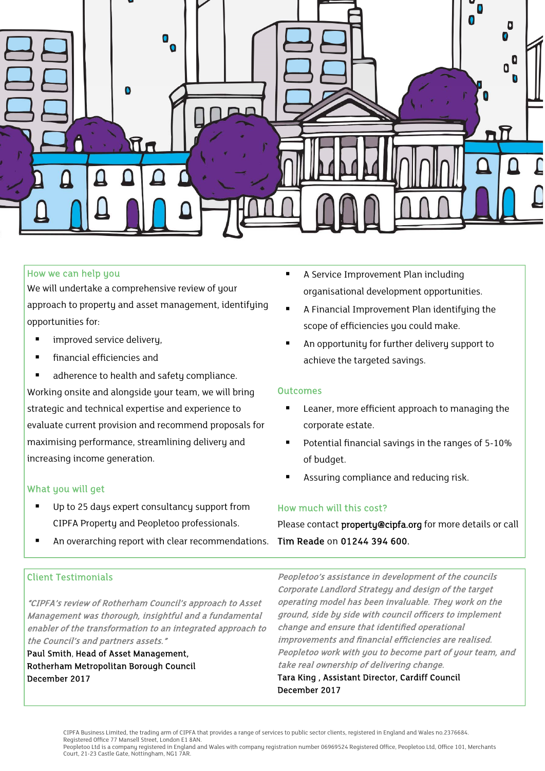## How we can help you

We will undertake a comprehensive review of your approach to property and asset management, identifying opportunities for:

- improved service delivery,
- financial efficiencies and
- adherence to health and safety compliance.

Working onsite and alongside your team, we will bring strategic and technical expertise and experience to evaluate current provision and recommend proposals for maximising performance, streamlining delivery and increasing income generation.

## What you will get

- Up to 25 days expert consultancy support from CIPFA Property and Peopletoo professionals.
- An overarching report with clear recommendations.
- A Service Improvement Plan including organisational development opportunities.
- A Financial Improvement Plan identifying the scope of efficiencies you could make.
- An opportunity for further delivery support to achieve the targeted savings.

## Outcomes

- Leaner, more efficient approach to managing the corporate estate.
- Potential financial savings in the ranges of 5-10% of budget.
- Assuring compliance and reducing risk.

## How much will this cost?

Please contact **property@cipfa.org** for more details or call **Tim Reade** on **01244 394 600**.

## Client Testimonials

*"CIPFA's review of Rotherham Council's approach to Asset Management was thorough, insightful and a fundamental enabler of the transformation to an integrated approach to the Council's and partners assets."*

**Paul Smith, Head of Asset Management, Rotherham Metropolitan Borough Council
December 2017**

*Peopletoo's assistance in development of the councils Corporate Landlord Strategy and design of the target operating model has been invaluable. They work on the ground, side by side with council officers to implement change and ensure that identified operational improvements and financial efficiencies are realised. Peopletoo work with you to become part of your team, and take real ownership of delivering change.*

**Tara King , Assistant Director, Cardiff Council
December 2017**

CIPFA Business Limited, the trading arm of CIPFA that provides a range of services to public sector clients, registered in England and Wales no.2376684.
Registered Office 77 Mansell Street, London E1 8AN.
Peopletoo Ltd is a company registered in England and Wales with company registration number 06969524 Registered Office, Peopletoo Ltd, Office 101, Merchants Court, 21-23 Castle Gate, Nottingham, NG1 7AR.